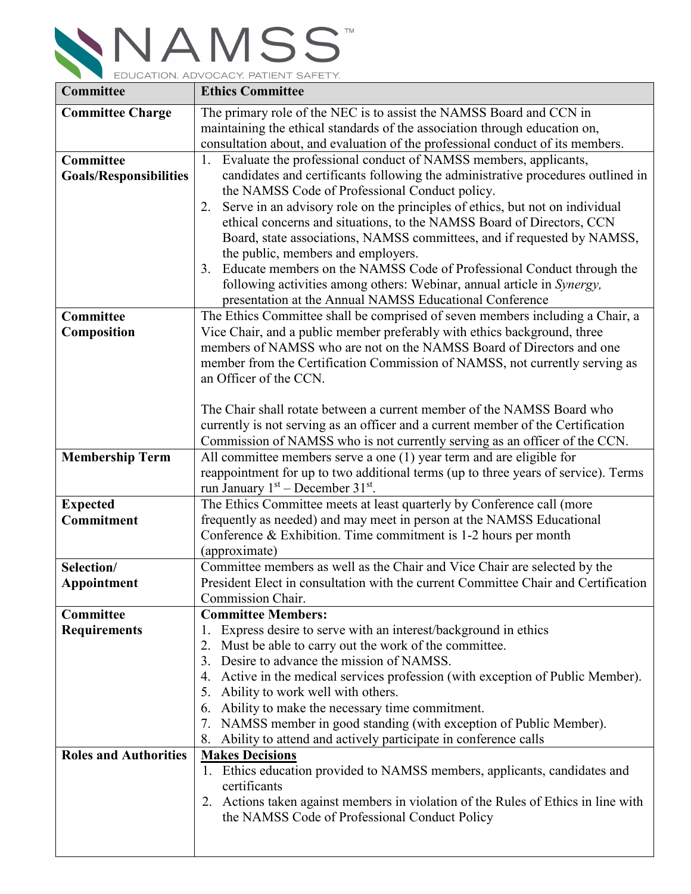NAMSS™

EDUCATION. ADVOCACY. PATIENT SAFETY.

| Committee | Ethics Committee |
|---|---|
| **Committee Charge** | The primary role of the NEC is to assist the NAMSS Board and CCN in maintaining the ethical standards of the association through education on, consultation about, and evaluation of the professional conduct of its members. |
| **Committee Goals/Responsibilities** | 1. Evaluate the professional conduct of NAMSS members, applicants, candidates and certificants following the administrative procedures outlined in the NAMSS Code of Professional Conduct policy.<br>2. Serve in an advisory role on the principles of ethics, but not on individual ethical concerns and situations, to the NAMSS Board of Directors, CCN Board, state associations, NAMSS committees, and if requested by NAMSS, the public, members and employers.<br>3. Educate members on the NAMSS Code of Professional Conduct through the following activities among others: Webinar, annual article in *Synergy,* presentation at the Annual NAMSS Educational Conference |
| **Committee Composition** | The Ethics Committee shall be comprised of seven members including a Chair, a Vice Chair, and a public member preferably with ethics background, three members of NAMSS who are not on the NAMSS Board of Directors and one member from the Certification Commission of NAMSS, not currently serving as an Officer of the CCN.<br><br>The Chair shall rotate between a current member of the NAMSS Board who currently is not serving as an officer and a current member of the Certification Commission of NAMSS who is not currently serving as an officer of the CCN. |
| **Membership Term** | All committee members serve a one (1) year term and are eligible for reappointment for up to two additional terms (up to three years of service). Terms run January 1st – December 31st. |
| **Expected Commitment** | The Ethics Committee meets at least quarterly by Conference call (more frequently as needed) and may meet in person at the NAMSS Educational Conference & Exhibition. Time commitment is 1-2 hours per month (approximate) |
| **Selection/ Appointment** | Committee members as well as the Chair and Vice Chair are selected by the President Elect in consultation with the current Committee Chair and Certification Commission Chair. |
| **Committee Requirements** | **Committee Members:**<br>1. Express desire to serve with an interest/background in ethics<br>2. Must be able to carry out the work of the committee.<br>3. Desire to advance the mission of NAMSS.<br>4. Active in the medical services profession (with exception of Public Member).<br>5. Ability to work well with others.<br>6. Ability to make the necessary time commitment.<br>7. NAMSS member in good standing (with exception of Public Member).<br>8. Ability to attend and actively participate in conference calls |
| **Roles and Authorities** | **<u>Makes Decisions</u>**<br>1. Ethics education provided to NAMSS members, applicants, candidates and certificants<br>2. Actions taken against members in violation of the Rules of Ethics in line with the NAMSS Code of Professional Conduct Policy |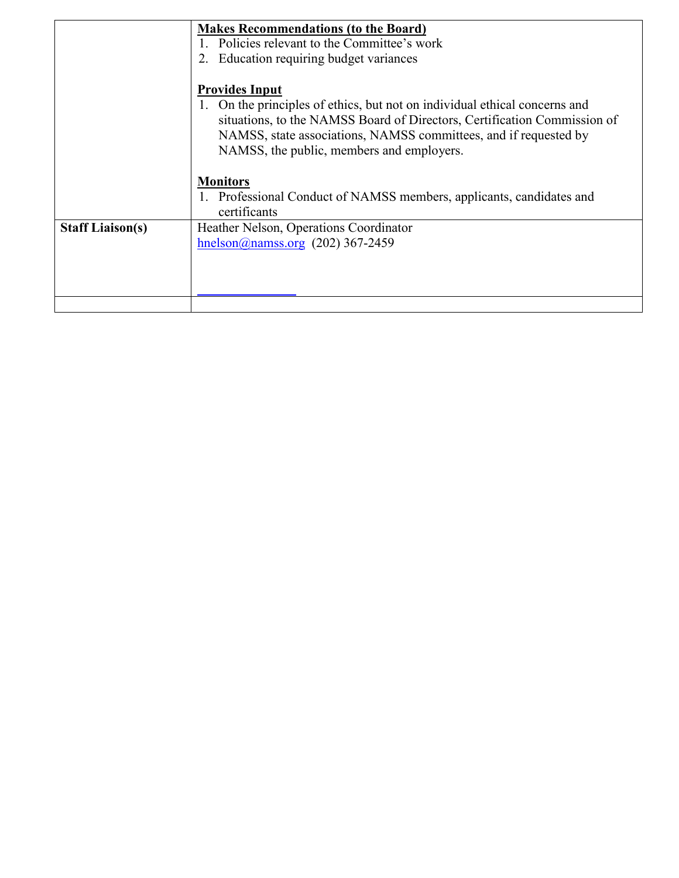| | |
|---|---|
| | **Makes Recommendations (to the Board)**<br>1. Policies relevant to the Committee's work<br>2. Education requiring budget variances<br><br>**Provides Input**<br>1. On the principles of ethics, but not on individual ethical concerns and situations, to the NAMSS Board of Directors, Certification Commission of NAMSS, state associations, NAMSS committees, and if requested by NAMSS, the public, members and employers.<br><br>**Monitors**<br>1. Professional Conduct of NAMSS members, applicants, candidates and certificants |
| **Staff Liaison(s)** | Heather Nelson, Operations Coordinator<br>hnelson@namss.org (202) 367-2459 |
| | |